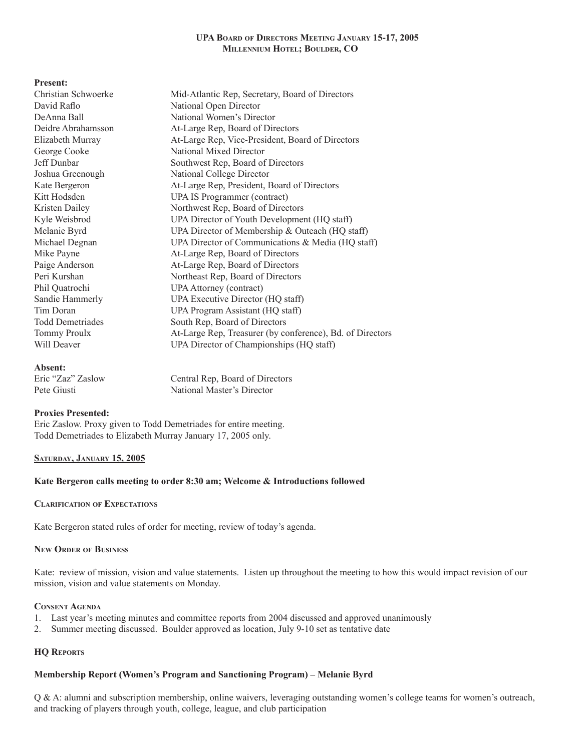# UPA Board of Directors Meeting January 15-17, 2005
## Millennium Hotel; Boulder, CO

**Present:**

| | |
|---|---|
| Christian Schwoerke | Mid-Atlantic Rep, Secretary, Board of Directors |
| David Raflo | National Open Director |
| DeAnna Ball | National Women's Director |
| Deidre Abrahamsson | At-Large Rep, Board of Directors |
| Elizabeth Murray | At-Large Rep, Vice-President, Board of Directors |
| George Cooke | National Mixed Director |
| Jeff Dunbar | Southwest Rep, Board of Directors |
| Joshua Greenough | National College Director |
| Kate Bergeron | At-Large Rep, President, Board of Directors |
| Kitt Hodsden | UPA IS Programmer (contract) |
| Kristen Dailey | Northwest Rep, Board of Directors |
| Kyle Weisbrod | UPA Director of Youth Development (HQ staff) |
| Melanie Byrd | UPA Director of Membership & Outeach (HQ staff) |
| Michael Degnan | UPA Director of Communications & Media (HQ staff) |
| Mike Payne | At-Large Rep, Board of Directors |
| Paige Anderson | At-Large Rep, Board of Directors |
| Peri Kurshan | Northeast Rep, Board of Directors |
| Phil Quatrochi | UPA Attorney (contract) |
| Sandie Hammerly | UPA Executive Director (HQ staff) |
| Tim Doran | UPA Program Assistant (HQ staff) |
| Todd Demetriades | South Rep, Board of Directors |
| Tommy Proulx | At-Large Rep, Treasurer (by conference), Bd. of Directors |
| Will Deaver | UPA Director of Championships (HQ staff) |

**Absent:**

| | |
|---|---|
| Eric "Zaz" Zaslow | Central Rep, Board of Directors |
| Pete Giusti | National Master's Director |

**Proxies Presented:**

Eric Zaslow. Proxy given to Todd Demetriades for entire meeting.
Todd Demetriades to Elizabeth Murray January 17, 2005 only.

### Saturday, January 15, 2005

**Kate Bergeron calls meeting to order 8:30 am; Welcome & Introductions followed**

#### Clarification of Expectations

Kate Bergeron stated rules of order for meeting, review of today's agenda.

#### New Order of Business

Kate: review of mission, vision and value statements. Listen up throughout the meeting to how this would impact revision of our mission, vision and value statements on Monday.

#### Consent Agenda

1. Last year's meeting minutes and committee reports from 2004 discussed and approved unanimously
2. Summer meeting discussed. Boulder approved as location, July 9-10 set as tentative date

#### HQ Reports

**Membership Report (Women's Program and Sanctioning Program) – Melanie Byrd**

Q & A: alumni and subscription membership, online waivers, leveraging outstanding women's college teams for women's outreach, and tracking of players through youth, college, league, and club participation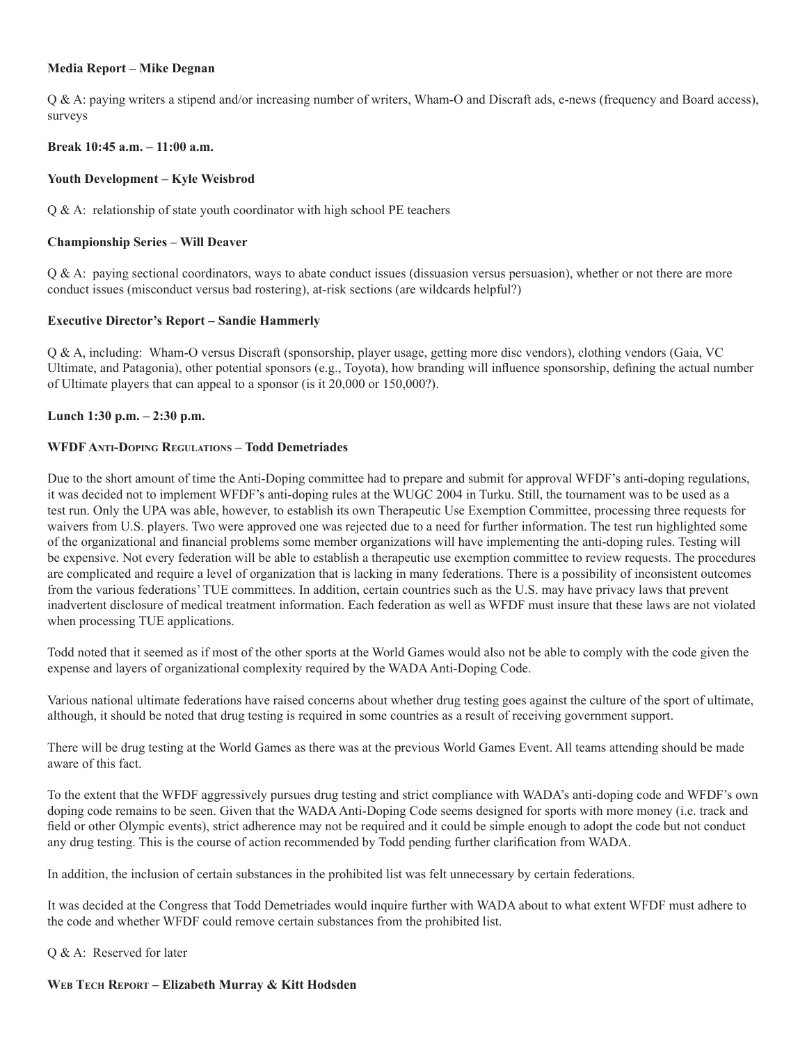**Media Report – Mike Degnan**

Q & A: paying writers a stipend and/or increasing number of writers, Wham-O and Discraft ads, e-news (frequency and Board access), surveys

**Break 10:45 a.m. – 11:00 a.m.**

**Youth Development – Kyle Weisbrod**

Q & A: relationship of state youth coordinator with high school PE teachers

**Championship Series – Will Deaver**

Q & A: paying sectional coordinators, ways to abate conduct issues (dissuasion versus persuasion), whether or not there are more conduct issues (misconduct versus bad rostering), at-risk sections (are wildcards helpful?)

**Executive Director's Report – Sandie Hammerly**

Q & A, including: Wham-O versus Discraft (sponsorship, player usage, getting more disc vendors), clothing vendors (Gaia, VC Ultimate, and Patagonia), other potential sponsors (e.g., Toyota), how branding will influence sponsorship, defining the actual number of Ultimate players that can appeal to a sponsor (is it 20,000 or 150,000?).

**Lunch 1:30 p.m. – 2:30 p.m.**

**WFDF Anti-Doping Regulations – Todd Demetriades**

Due to the short amount of time the Anti-Doping committee had to prepare and submit for approval WFDF's anti-doping regulations, it was decided not to implement WFDF's anti-doping rules at the WUGC 2004 in Turku. Still, the tournament was to be used as a test run. Only the UPA was able, however, to establish its own Therapeutic Use Exemption Committee, processing three requests for waivers from U.S. players. Two were approved one was rejected due to a need for further information. The test run highlighted some of the organizational and financial problems some member organizations will have implementing the anti-doping rules. Testing will be expensive. Not every federation will be able to establish a therapeutic use exemption committee to review requests. The procedures are complicated and require a level of organization that is lacking in many federations. There is a possibility of inconsistent outcomes from the various federations' TUE committees. In addition, certain countries such as the U.S. may have privacy laws that prevent inadvertent disclosure of medical treatment information. Each federation as well as WFDF must insure that these laws are not violated when processing TUE applications.

Todd noted that it seemed as if most of the other sports at the World Games would also not be able to comply with the code given the expense and layers of organizational complexity required by the WADA Anti-Doping Code.

Various national ultimate federations have raised concerns about whether drug testing goes against the culture of the sport of ultimate, although, it should be noted that drug testing is required in some countries as a result of receiving government support.

There will be drug testing at the World Games as there was at the previous World Games Event. All teams attending should be made aware of this fact.

To the extent that the WFDF aggressively pursues drug testing and strict compliance with WADA's anti-doping code and WFDF's own doping code remains to be seen. Given that the WADA Anti-Doping Code seems designed for sports with more money (i.e. track and field or other Olympic events), strict adherence may not be required and it could be simple enough to adopt the code but not conduct any drug testing. This is the course of action recommended by Todd pending further clarification from WADA.

In addition, the inclusion of certain substances in the prohibited list was felt unnecessary by certain federations.

It was decided at the Congress that Todd Demetriades would inquire further with WADA about to what extent WFDF must adhere to the code and whether WFDF could remove certain substances from the prohibited list.

Q & A: Reserved for later

**Web Tech Report – Elizabeth Murray & Kitt Hodsden**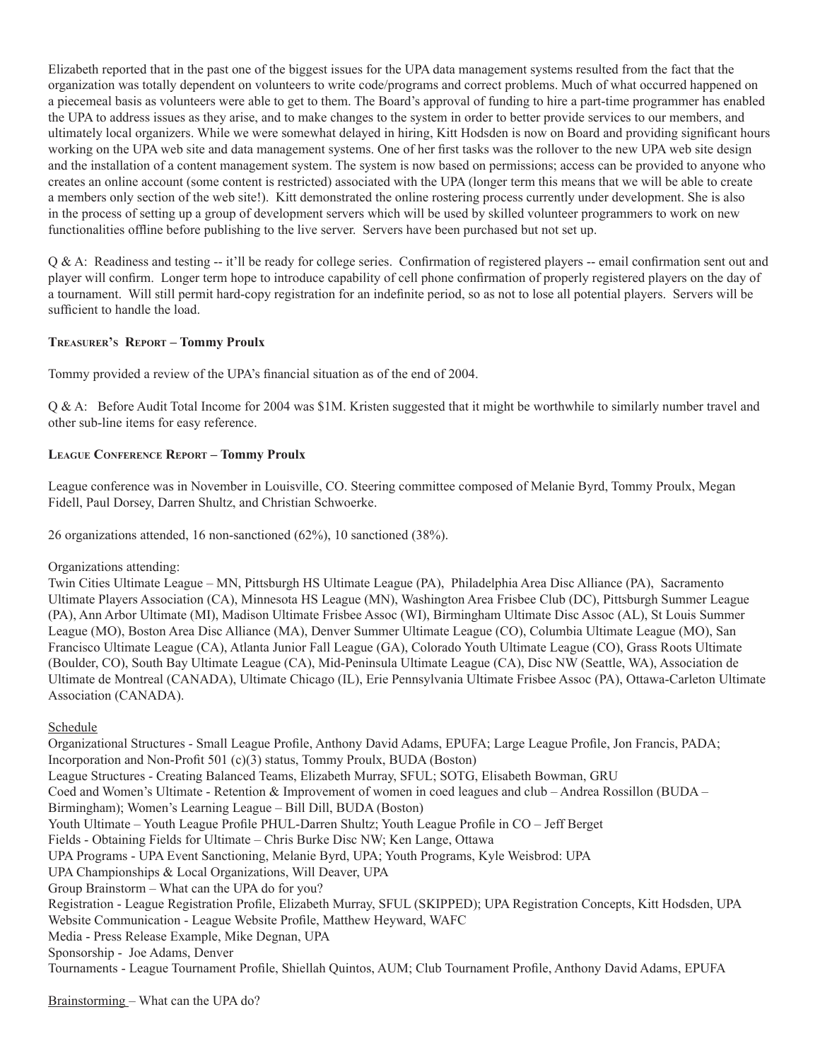Elizabeth reported that in the past one of the biggest issues for the UPA data management systems resulted from the fact that the organization was totally dependent on volunteers to write code/programs and correct problems. Much of what occurred happened on a piecemeal basis as volunteers were able to get to them. The Board's approval of funding to hire a part-time programmer has enabled the UPA to address issues as they arise, and to make changes to the system in order to better provide services to our members, and ultimately local organizers. While we were somewhat delayed in hiring, Kitt Hodsden is now on Board and providing significant hours working on the UPA web site and data management systems. One of her first tasks was the rollover to the new UPA web site design and the installation of a content management system. The system is now based on permissions; access can be provided to anyone who creates an online account (some content is restricted) associated with the UPA (longer term this means that we will be able to create a members only section of the web site!). Kitt demonstrated the online rostering process currently under development. She is also in the process of setting up a group of development servers which will be used by skilled volunteer programmers to work on new functionalities offline before publishing to the live server. Servers have been purchased but not set up.

Q & A: Readiness and testing -- it'll be ready for college series. Confirmation of registered players -- email confirmation sent out and player will confirm. Longer term hope to introduce capability of cell phone confirmation of properly registered players on the day of a tournament. Will still permit hard-copy registration for an indefinite period, so as not to lose all potential players. Servers will be sufficient to handle the load.

**Treasurer's Report – Tommy Proulx**

Tommy provided a review of the UPA's financial situation as of the end of 2004.

Q & A: Before Audit Total Income for 2004 was $1M. Kristen suggested that it might be worthwhile to similarly number travel and other sub-line items for easy reference.

**League Conference Report – Tommy Proulx**

League conference was in November in Louisville, CO. Steering committee composed of Melanie Byrd, Tommy Proulx, Megan Fidell, Paul Dorsey, Darren Shultz, and Christian Schwoerke.

26 organizations attended, 16 non-sanctioned (62%), 10 sanctioned (38%).

Organizations attending:
Twin Cities Ultimate League – MN, Pittsburgh HS Ultimate League (PA), Philadelphia Area Disc Alliance (PA), Sacramento Ultimate Players Association (CA), Minnesota HS League (MN), Washington Area Frisbee Club (DC), Pittsburgh Summer League (PA), Ann Arbor Ultimate (MI), Madison Ultimate Frisbee Assoc (WI), Birmingham Ultimate Disc Assoc (AL), St Louis Summer League (MO), Boston Area Disc Alliance (MA), Denver Summer Ultimate League (CO), Columbia Ultimate League (MO), San Francisco Ultimate League (CA), Atlanta Junior Fall League (GA), Colorado Youth Ultimate League (CO), Grass Roots Ultimate (Boulder, CO), South Bay Ultimate League (CA), Mid-Peninsula Ultimate League (CA), Disc NW (Seattle, WA), Association de Ultimate de Montreal (CANADA), Ultimate Chicago (IL), Erie Pennsylvania Ultimate Frisbee Assoc (PA), Ottawa-Carleton Ultimate Association (CANADA).

<u>Schedule</u>

Organizational Structures - Small League Profile, Anthony David Adams, EPUFA; Large League Profile, Jon Francis, PADA; Incorporation and Non-Profit 501 (c)(3) status, Tommy Proulx, BUDA (Boston)
League Structures - Creating Balanced Teams, Elizabeth Murray, SFUL; SOTG, Elisabeth Bowman, GRU
Coed and Women's Ultimate - Retention & Improvement of women in coed leagues and club – Andrea Rossillon (BUDA – Birmingham); Women's Learning League – Bill Dill, BUDA (Boston)
Youth Ultimate – Youth League Profile PHUL-Darren Shultz; Youth League Profile in CO – Jeff Berget
Fields - Obtaining Fields for Ultimate – Chris Burke Disc NW; Ken Lange, Ottawa
UPA Programs - UPA Event Sanctioning, Melanie Byrd, UPA; Youth Programs, Kyle Weisbrod: UPA
UPA Championships & Local Organizations, Will Deaver, UPA
Group Brainstorm – What can the UPA do for you?
Registration - League Registration Profile, Elizabeth Murray, SFUL (SKIPPED); UPA Registration Concepts, Kitt Hodsden, UPA
Website Communication - League Website Profile, Matthew Heyward, WAFC
Media - Press Release Example, Mike Degnan, UPA
Sponsorship - Joe Adams, Denver
Tournaments - League Tournament Profile, Shiellah Quintos, AUM; Club Tournament Profile, Anthony David Adams, EPUFA

<u>Brainstorming</u> – What can the UPA do?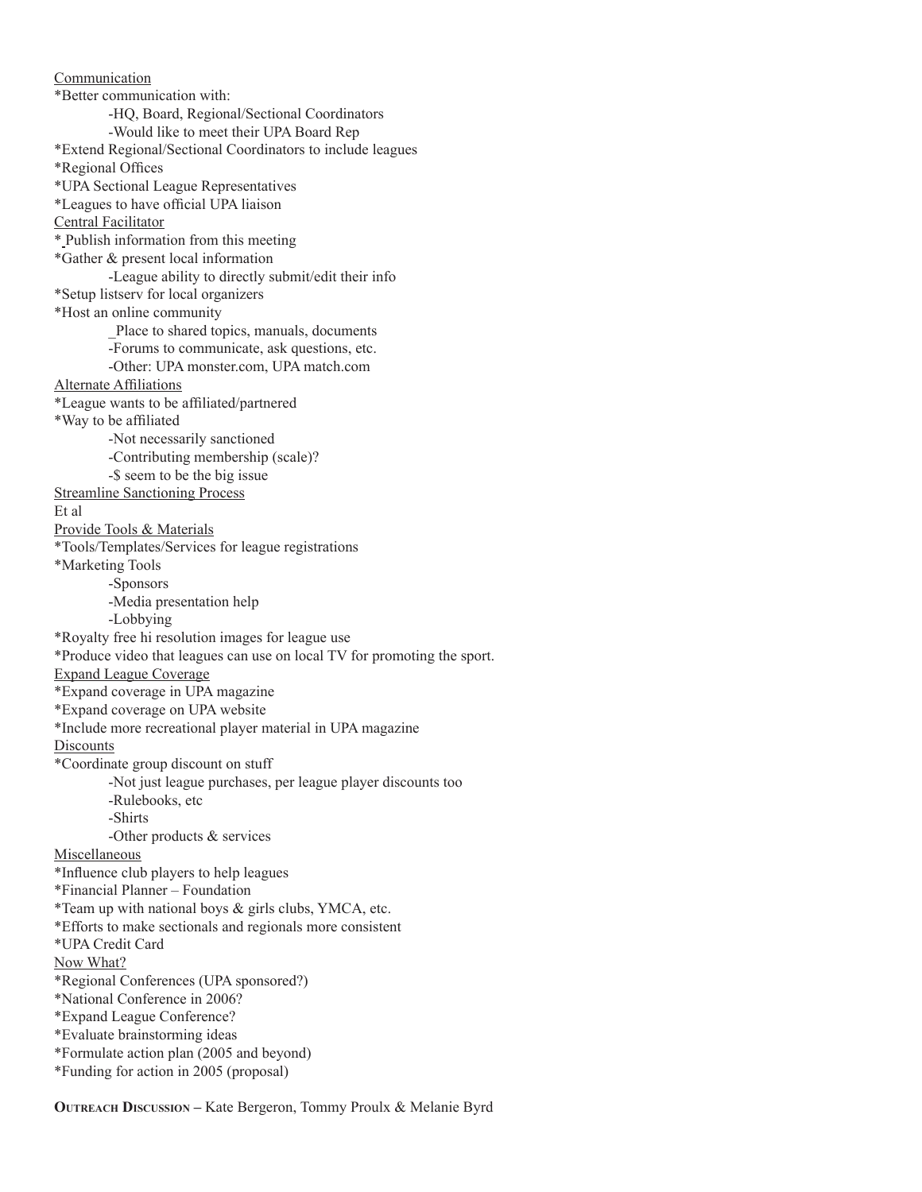Communication

*Better communication with:

 -HQ, Board, Regional/Sectional Coordinators

 -Would like to meet their UPA Board Rep

*Extend Regional/Sectional Coordinators to include leagues

*Regional Offices

*UPA Sectional League Representatives

*Leagues to have official UPA liaison

Central Facilitator

* Publish information from this meeting

*Gather & present local information

 -League ability to directly submit/edit their info

*Setup listserv for local organizers

*Host an online community

 _Place to shared topics, manuals, documents

 -Forums to communicate, ask questions, etc.

 -Other: UPA monster.com, UPA match.com

Alternate Affiliations

*League wants to be affiliated/partnered

*Way to be affiliated

 -Not necessarily sanctioned

 -Contributing membership (scale)?

 -$ seem to be the big issue

Streamline Sanctioning Process

Et al

Provide Tools & Materials

*Tools/Templates/Services for league registrations

*Marketing Tools

 -Sponsors

 -Media presentation help

 -Lobbying

*Royalty free hi resolution images for league use

*Produce video that leagues can use on local TV for promoting the sport.

Expand League Coverage

*Expand coverage in UPA magazine

*Expand coverage on UPA website

*Include more recreational player material in UPA magazine

Discounts

*Coordinate group discount on stuff

 -Not just league purchases, per league player discounts too

 -Rulebooks, etc

 -Shirts

 -Other products & services

Miscellaneous

*Influence club players to help leagues

*Financial Planner – Foundation

*Team up with national boys & girls clubs, YMCA, etc.

*Efforts to make sectionals and regionals more consistent

*UPA Credit Card

Now What?

*Regional Conferences (UPA sponsored?)

*National Conference in 2006?

*Expand League Conference?

*Evaluate brainstorming ideas

*Formulate action plan (2005 and beyond)

*Funding for action in 2005 (proposal)

**Outreach Discussion** – Kate Bergeron, Tommy Proulx & Melanie Byrd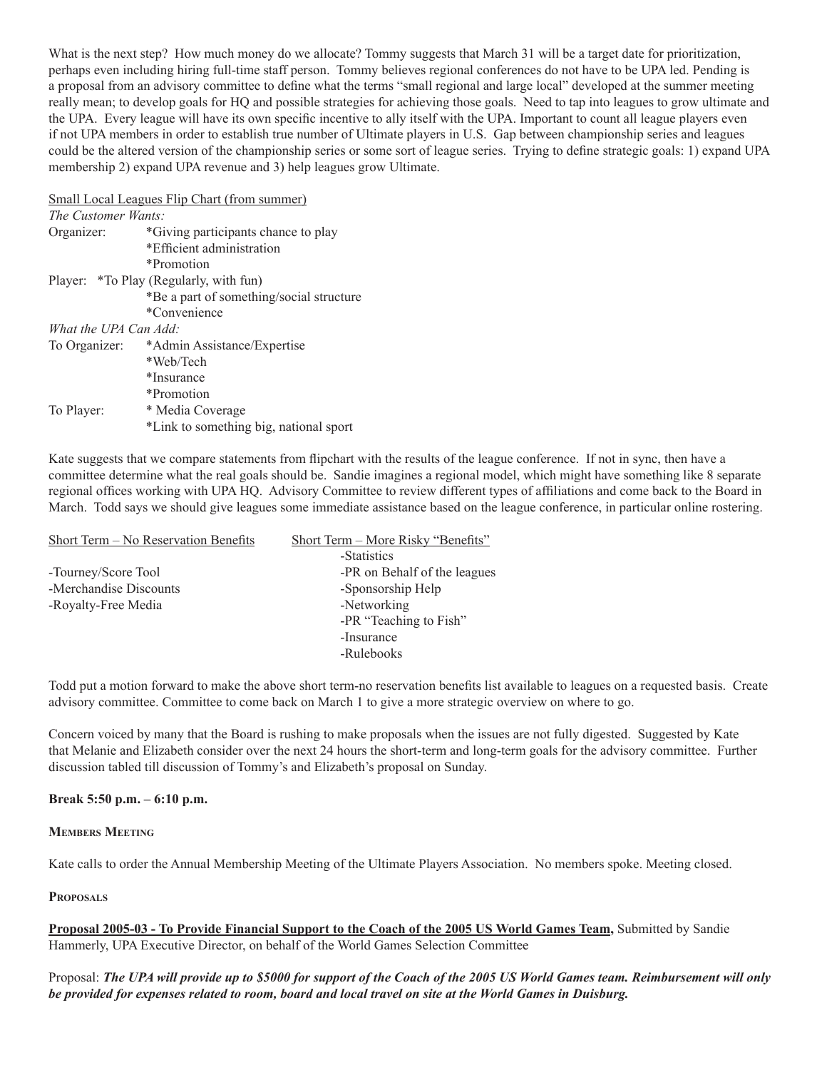What is the next step? How much money do we allocate? Tommy suggests that March 31 will be a target date for prioritization, perhaps even including hiring full-time staff person. Tommy believes regional conferences do not have to be UPA led. Pending is a proposal from an advisory committee to define what the terms "small regional and large local" developed at the summer meeting really mean; to develop goals for HQ and possible strategies for achieving those goals. Need to tap into leagues to grow ultimate and the UPA. Every league will have its own specific incentive to ally itself with the UPA. Important to count all league players even if not UPA members in order to establish true number of Ultimate players in U.S. Gap between championship series and leagues could be the altered version of the championship series or some sort of league series. Trying to define strategic goals: 1) expand UPA membership 2) expand UPA revenue and 3) help leagues grow Ultimate.

<u>Small Local Leagues Flip Chart (from summer)</u>

*The Customer Wants:*

| | |
|---|---|
| Organizer: | *Giving participants chance to play |
| | *Efficient administration |
| | *Promotion |
| Player: | *To Play (Regularly, with fun) |
| | *Be a part of something/social structure |
| | *Convenience |

*What the UPA Can Add:*

| | |
|---|---|
| To Organizer: | *Admin Assistance/Expertise |
| | *Web/Tech |
| | *Insurance |
| | *Promotion |
| To Player: | * Media Coverage |
| | *Link to something big, national sport |

Kate suggests that we compare statements from flipchart with the results of the league conference. If not in sync, then have a committee determine what the real goals should be. Sandie imagines a regional model, which might have something like 8 separate regional offices working with UPA HQ. Advisory Committee to review different types of affiliations and come back to the Board in March. Todd says we should give leagues some immediate assistance based on the league conference, in particular online rostering.

| Short Term – No Reservation Benefits | Short Term – More Risky "Benefits" |
|---|---|
| | -Statistics |
| -Tourney/Score Tool | -PR on Behalf of the leagues |
| -Merchandise Discounts | -Sponsorship Help |
| -Royalty-Free Media | -Networking |
| | -PR "Teaching to Fish" |
| | -Insurance |
| | -Rulebooks |

Todd put a motion forward to make the above short term-no reservation benefits list available to leagues on a requested basis. Create advisory committee. Committee to come back on March 1 to give a more strategic overview on where to go.

Concern voiced by many that the Board is rushing to make proposals when the issues are not fully digested. Suggested by Kate that Melanie and Elizabeth consider over the next 24 hours the short-term and long-term goals for the advisory committee. Further discussion tabled till discussion of Tommy's and Elizabeth's proposal on Sunday.

**Break 5:50 p.m. – 6:10 p.m.**

## Members Meeting

Kate calls to order the Annual Membership Meeting of the Ultimate Players Association. No members spoke. Meeting closed.

## Proposals

**<u>Proposal 2005-03 - To Provide Financial Support to the Coach of the 2005 US World Games Team,</u>** Submitted by Sandie Hammerly, UPA Executive Director, on behalf of the World Games Selection Committee

Proposal: ***The UPA will provide up to $5000 for support of the Coach of the 2005 US World Games team. Reimbursement will only be provided for expenses related to room, board and local travel on site at the World Games in Duisburg.***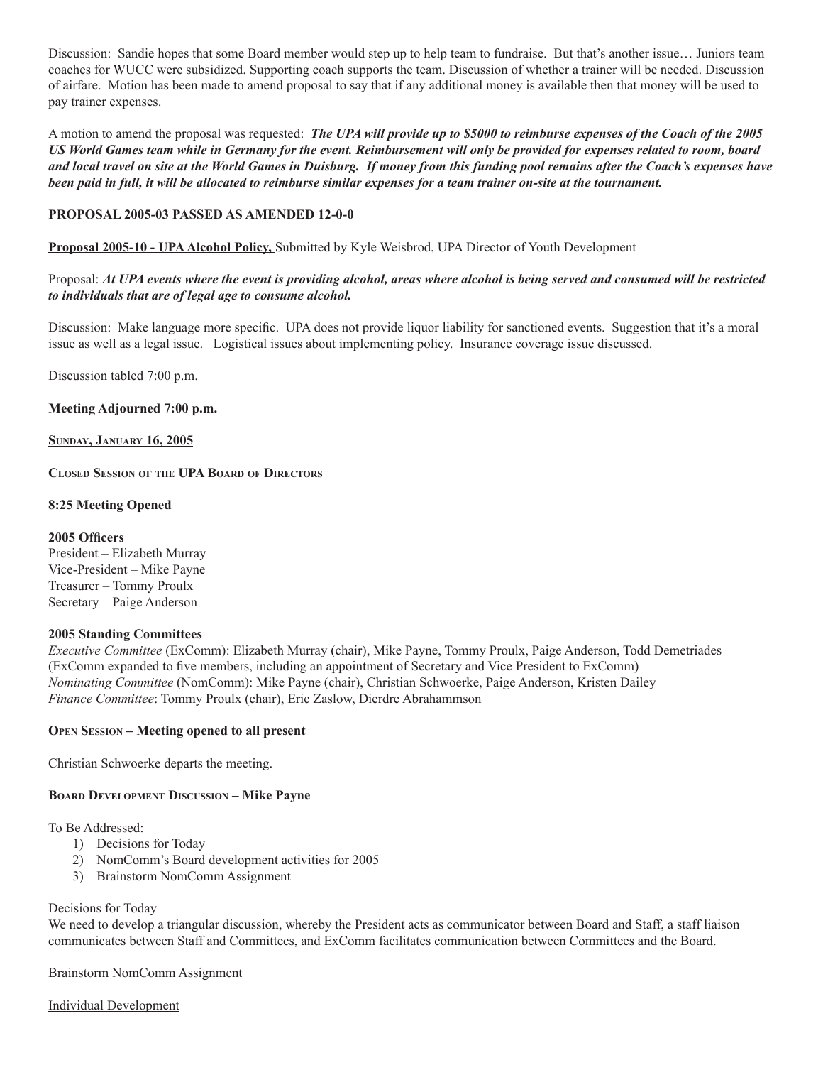Discussion: Sandie hopes that some Board member would step up to help team to fundraise. But that's another issue… Juniors team coaches for WUCC were subsidized. Supporting coach supports the team. Discussion of whether a trainer will be needed. Discussion of airfare. Motion has been made to amend proposal to say that if any additional money is available then that money will be used to pay trainer expenses.

A motion to amend the proposal was requested: ***The UPA will provide up to $5000 to reimburse expenses of the Coach of the 2005 US World Games team while in Germany for the event. Reimbursement will only be provided for expenses related to room, board and local travel on site at the World Games in Duisburg. If money from this funding pool remains after the Coach's expenses have been paid in full, it will be allocated to reimburse similar expenses for a team trainer on-site at the tournament.***

**PROPOSAL 2005-03 PASSED AS AMENDED 12-0-0**

**Proposal 2005-10 - UPA Alcohol Policy,** Submitted by Kyle Weisbrod, UPA Director of Youth Development

Proposal: ***At UPA events where the event is providing alcohol, areas where alcohol is being served and consumed will be restricted to individuals that are of legal age to consume alcohol.***

Discussion: Make language more specific. UPA does not provide liquor liability for sanctioned events. Suggestion that it's a moral issue as well as a legal issue. Logistical issues about implementing policy. Insurance coverage issue discussed.

Discussion tabled 7:00 p.m.

**Meeting Adjourned 7:00 p.m.**

**SUNDAY, JANUARY 16, 2005**

**CLOSED SESSION OF THE UPA BOARD OF DIRECTORS**

**8:25 Meeting Opened**

**2005 Officers**
President – Elizabeth Murray
Vice-President – Mike Payne
Treasurer – Tommy Proulx
Secretary – Paige Anderson

**2005 Standing Committees**
*Executive Committee* (ExComm): Elizabeth Murray (chair), Mike Payne, Tommy Proulx, Paige Anderson, Todd Demetriades (ExComm expanded to five members, including an appointment of Secretary and Vice President to ExComm)
*Nominating Committee* (NomComm): Mike Payne (chair), Christian Schwoerke, Paige Anderson, Kristen Dailey
*Finance Committee*: Tommy Proulx (chair), Eric Zaslow, Dierdre Abrahammson

**OPEN SESSION – Meeting opened to all present**

Christian Schwoerke departs the meeting.

**BOARD DEVELOPMENT DISCUSSION – Mike Payne**

To Be Addressed:

1) Decisions for Today
2) NomComm's Board development activities for 2005
3) Brainstorm NomComm Assignment

Decisions for Today
We need to develop a triangular discussion, whereby the President acts as communicator between Board and Staff, a staff liaison communicates between Staff and Committees, and ExComm facilitates communication between Committees and the Board.

Brainstorm NomComm Assignment

Individual Development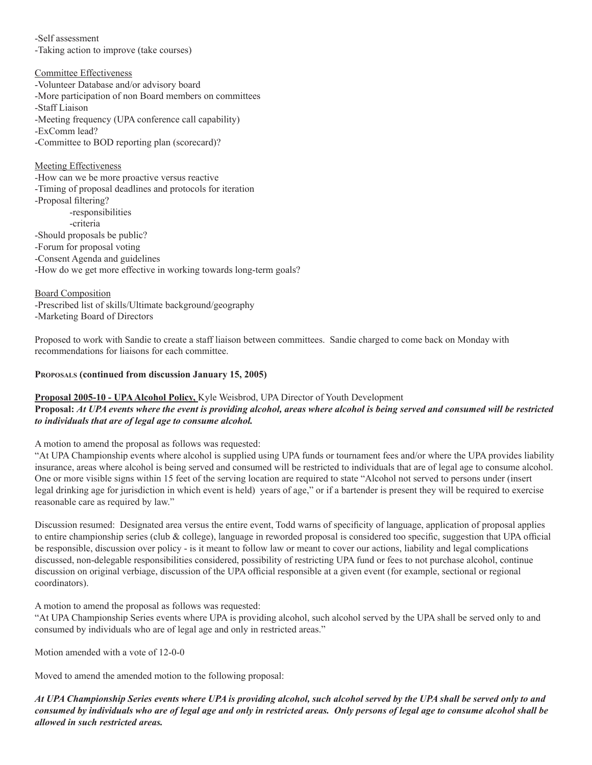-Self assessment
-Taking action to improve (take courses)

Committee Effectiveness
-Volunteer Database and/or advisory board
-More participation of non Board members on committees
-Staff Liaison
-Meeting frequency (UPA conference call capability)
-ExComm lead?
-Committee to BOD reporting plan (scorecard)?

Meeting Effectiveness
-How can we be more proactive versus reactive
-Timing of proposal deadlines and protocols for iteration
-Proposal filtering?
    -responsibilities
    -criteria
-Should proposals be public?
-Forum for proposal voting
-Consent Agenda and guidelines
-How do we get more effective in working towards long-term goals?

Board Composition
-Prescribed list of skills/Ultimate background/geography
-Marketing Board of Directors

Proposed to work with Sandie to create a staff liaison between committees. Sandie charged to come back on Monday with recommendations for liaisons for each committee.

**Proposals (continued from discussion January 15, 2005)**

**Proposal 2005-10 - UPA Alcohol Policy,** Kyle Weisbrod, UPA Director of Youth Development
**Proposal:** ***At UPA events where the event is providing alcohol, areas where alcohol is being served and consumed will be restricted to individuals that are of legal age to consume alcohol.***

A motion to amend the proposal as follows was requested:
"At UPA Championship events where alcohol is supplied using UPA funds or tournament fees and/or where the UPA provides liability insurance, areas where alcohol is being served and consumed will be restricted to individuals that are of legal age to consume alcohol. One or more visible signs within 15 feet of the serving location are required to state "Alcohol not served to persons under (insert legal drinking age for jurisdiction in which event is held) years of age," or if a bartender is present they will be required to exercise reasonable care as required by law."

Discussion resumed: Designated area versus the entire event, Todd warns of specificity of language, application of proposal applies to entire championship series (club & college), language in reworded proposal is considered too specific, suggestion that UPA official be responsible, discussion over policy - is it meant to follow law or meant to cover our actions, liability and legal complications discussed, non-delegable responsibilities considered, possibility of restricting UPA fund or fees to not purchase alcohol, continue discussion on original verbiage, discussion of the UPA official responsible at a given event (for example, sectional or regional coordinators).

A motion to amend the proposal as follows was requested:
"At UPA Championship Series events where UPA is providing alcohol, such alcohol served by the UPA shall be served only to and consumed by individuals who are of legal age and only in restricted areas."

Motion amended with a vote of 12-0-0

Moved to amend the amended motion to the following proposal:

***At UPA Championship Series events where UPA is providing alcohol, such alcohol served by the UPA shall be served only to and consumed by individuals who are of legal age and only in restricted areas. Only persons of legal age to consume alcohol shall be allowed in such restricted areas.***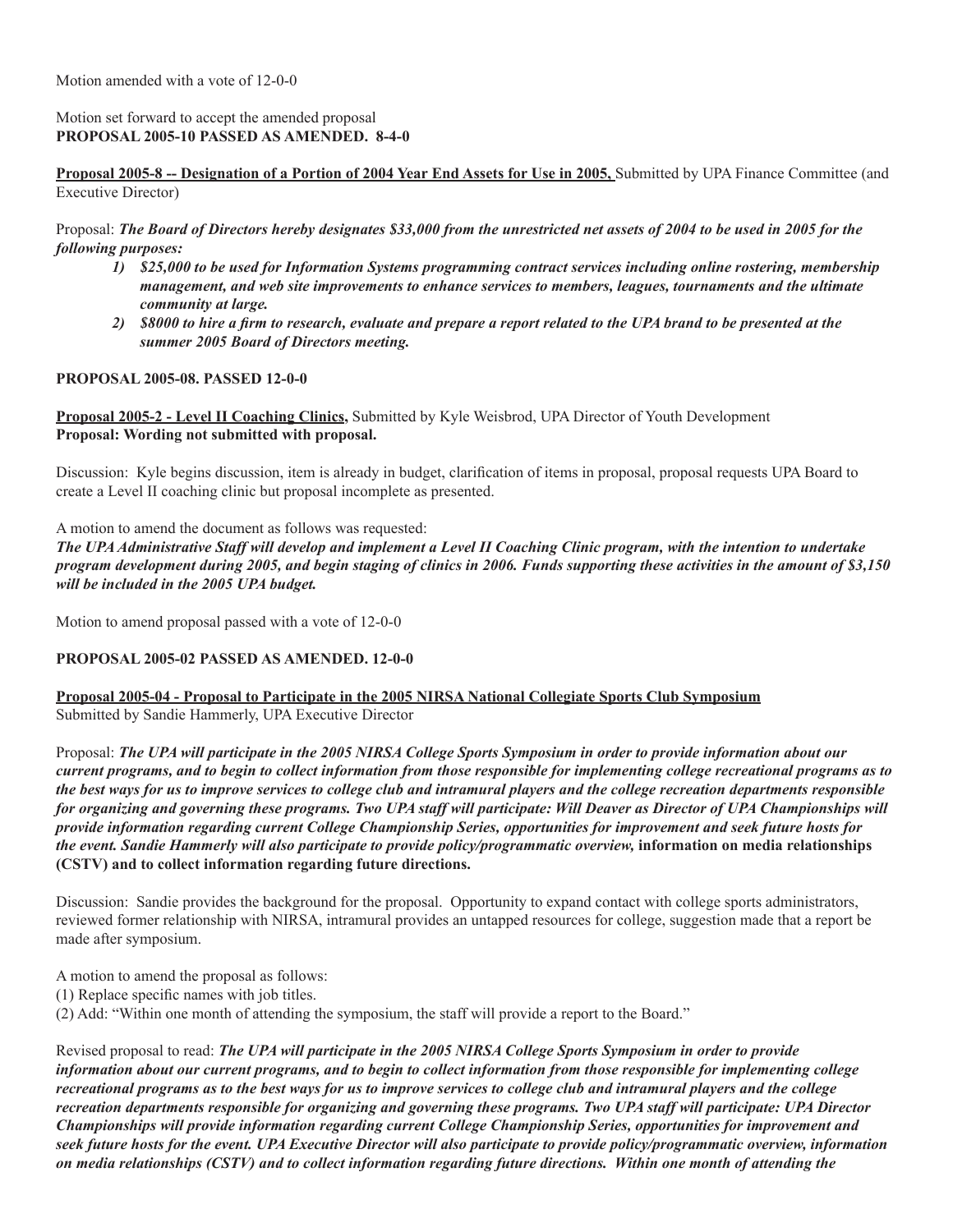Motion amended with a vote of 12-0-0

Motion set forward to accept the amended proposal
**PROPOSAL 2005-10 PASSED AS AMENDED. 8-4-0**

**Proposal 2005-8 -- Designation of a Portion of 2004 Year End Assets for Use in 2005,** Submitted by UPA Finance Committee (and Executive Director)

Proposal: ***The Board of Directors hereby designates $33,000 from the unrestricted net assets of 2004 to be used in 2005 for the following purposes:***

1) ***$25,000 to be used for Information Systems programming contract services including online rostering, membership management, and web site improvements to enhance services to members, leagues, tournaments and the ultimate community at large.***
2) ***$8000 to hire a firm to research, evaluate and prepare a report related to the UPA brand to be presented at the summer 2005 Board of Directors meeting.***

**PROPOSAL 2005-08. PASSED 12-0-0**

**Proposal 2005-2 - Level II Coaching Clinics,** Submitted by Kyle Weisbrod, UPA Director of Youth Development
**Proposal: Wording not submitted with proposal.**

Discussion: Kyle begins discussion, item is already in budget, clarification of items in proposal, proposal requests UPA Board to create a Level II coaching clinic but proposal incomplete as presented.

A motion to amend the document as follows was requested:
***The UPA Administrative Staff will develop and implement a Level II Coaching Clinic program, with the intention to undertake program development during 2005, and begin staging of clinics in 2006. Funds supporting these activities in the amount of $3,150 will be included in the 2005 UPA budget.***

Motion to amend proposal passed with a vote of 12-0-0

**PROPOSAL 2005-02 PASSED AS AMENDED. 12-0-0**

**Proposal 2005-04 - Proposal to Participate in the 2005 NIRSA National Collegiate Sports Club Symposium**
Submitted by Sandie Hammerly, UPA Executive Director

Proposal: ***The UPA will participate in the 2005 NIRSA College Sports Symposium in order to provide information about our current programs, and to begin to collect information from those responsible for implementing college recreational programs as to the best ways for us to improve services to college club and intramural players and the college recreation departments responsible for organizing and governing these programs. Two UPA staff will participate: Will Deaver as Director of UPA Championships will provide information regarding current College Championship Series, opportunities for improvement and seek future hosts for the event. Sandie Hammerly will also participate to provide policy/programmatic overview,*** **information on media relationships (CSTV) and to collect information regarding future directions.**

Discussion: Sandie provides the background for the proposal. Opportunity to expand contact with college sports administrators, reviewed former relationship with NIRSA, intramural provides an untapped resources for college, suggestion made that a report be made after symposium.

A motion to amend the proposal as follows:
(1) Replace specific names with job titles.
(2) Add: "Within one month of attending the symposium, the staff will provide a report to the Board."

Revised proposal to read: ***The UPA will participate in the 2005 NIRSA College Sports Symposium in order to provide information about our current programs, and to begin to collect information from those responsible for implementing college recreational programs as to the best ways for us to improve services to college club and intramural players and the college recreation departments responsible for organizing and governing these programs. Two UPA staff will participate: UPA Director Championships will provide information regarding current College Championship Series, opportunities for improvement and seek future hosts for the event. UPA Executive Director will also participate to provide policy/programmatic overview, information on media relationships (CSTV) and to collect information regarding future directions. Within one month of attending the***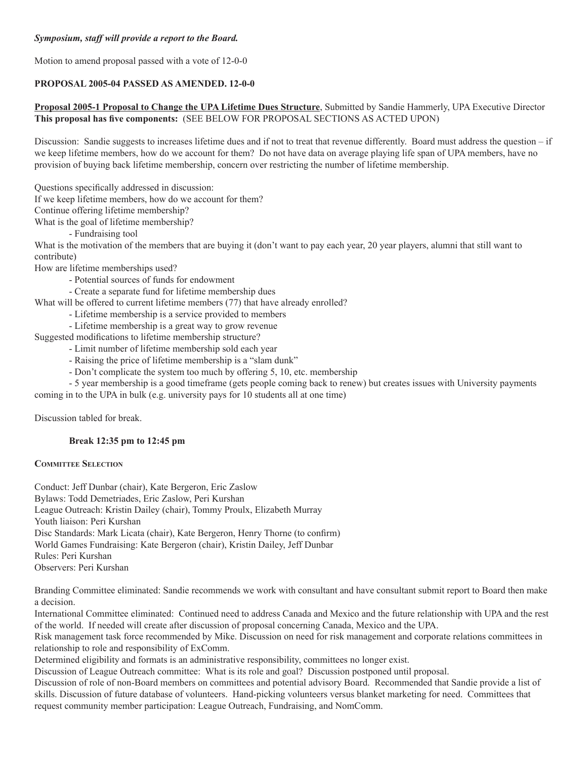***Symposium, staff will provide a report to the Board.***

Motion to amend proposal passed with a vote of 12-0-0

**PROPOSAL 2005-04 PASSED AS AMENDED. 12-0-0**

**Proposal 2005-1 Proposal to Change the UPA Lifetime Dues Structure**, Submitted by Sandie Hammerly, UPA Executive Director
**This proposal has five components:** (SEE BELOW FOR PROPOSAL SECTIONS AS ACTED UPON)

Discussion: Sandie suggests to increases lifetime dues and if not to treat that revenue differently. Board must address the question – if we keep lifetime members, how do we account for them? Do not have data on average playing life span of UPA members, have no provision of buying back lifetime membership, concern over restricting the number of lifetime membership.

Questions specifically addressed in discussion:
If we keep lifetime members, how do we account for them?
Continue offering lifetime membership?
What is the goal of lifetime membership?

- Fundraising tool

What is the motivation of the members that are buying it (don't want to pay each year, 20 year players, alumni that still want to contribute)
How are lifetime memberships used?

- Potential sources of funds for endowment
- Create a separate fund for lifetime membership dues

What will be offered to current lifetime members (77) that have already enrolled?

- Lifetime membership is a service provided to members
- Lifetime membership is a great way to grow revenue

Suggested modifications to lifetime membership structure?

- Limit number of lifetime membership sold each year
- Raising the price of lifetime membership is a "slam dunk"
- Don't complicate the system too much by offering 5, 10, etc. membership
- 5 year membership is a good timeframe (gets people coming back to renew) but creates issues with University payments coming in to the UPA in bulk (e.g. university pays for 10 students all at one time)

Discussion tabled for break.

**Break 12:35 pm to 12:45 pm**

**Committee Selection**

Conduct: Jeff Dunbar (chair), Kate Bergeron, Eric Zaslow
Bylaws: Todd Demetriades, Eric Zaslow, Peri Kurshan
League Outreach: Kristin Dailey (chair), Tommy Proulx, Elizabeth Murray
Youth liaison: Peri Kurshan
Disc Standards: Mark Licata (chair), Kate Bergeron, Henry Thorne (to confirm)
World Games Fundraising: Kate Bergeron (chair), Kristin Dailey, Jeff Dunbar
Rules: Peri Kurshan
Observers: Peri Kurshan

Branding Committee eliminated: Sandie recommends we work with consultant and have consultant submit report to Board then make a decision.
International Committee eliminated: Continued need to address Canada and Mexico and the future relationship with UPA and the rest of the world. If needed will create after discussion of proposal concerning Canada, Mexico and the UPA.
Risk management task force recommended by Mike. Discussion on need for risk management and corporate relations committees in relationship to role and responsibility of ExComm.
Determined eligibility and formats is an administrative responsibility, committees no longer exist.
Discussion of League Outreach committee: What is its role and goal? Discussion postponed until proposal.
Discussion of role of non-Board members on committees and potential advisory Board. Recommended that Sandie provide a list of skills. Discussion of future database of volunteers. Hand-picking volunteers versus blanket marketing for need. Committees that request community member participation: League Outreach, Fundraising, and NomComm.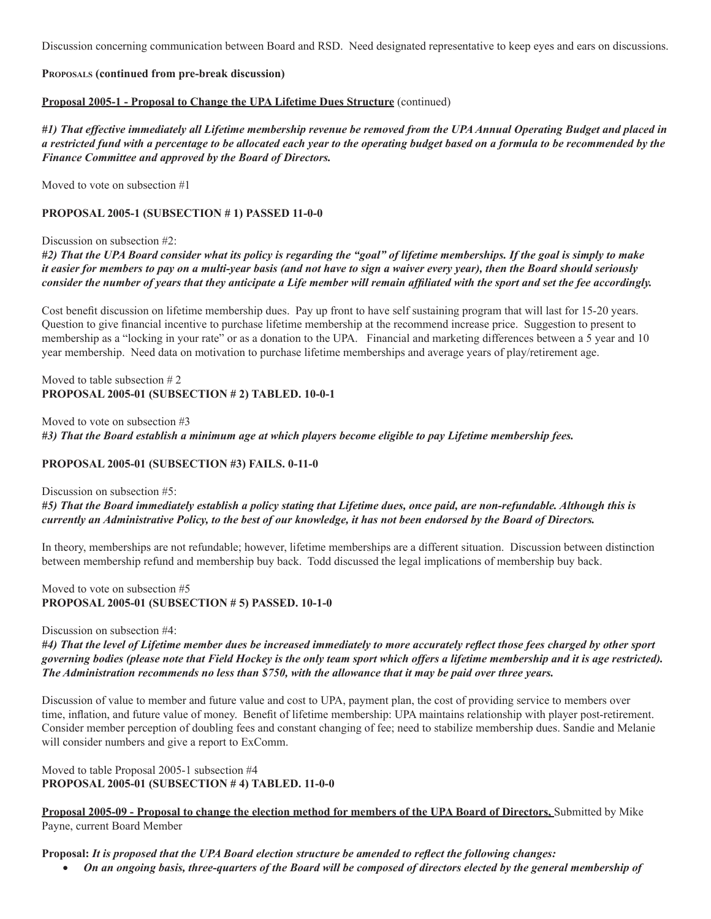Discussion concerning communication between Board and RSD. Need designated representative to keep eyes and ears on discussions.

**Proposals (continued from pre-break discussion)**

**Proposal 2005-1 - Proposal to Change the UPA Lifetime Dues Structure** (continued)

***#1) That effective immediately all Lifetime membership revenue be removed from the UPA Annual Operating Budget and placed in a restricted fund with a percentage to be allocated each year to the operating budget based on a formula to be recommended by the Finance Committee and approved by the Board of Directors.***

Moved to vote on subsection #1

**PROPOSAL 2005-1 (SUBSECTION # 1) PASSED 11-0-0**

Discussion on subsection #2:

***#2) That the UPA Board consider what its policy is regarding the "goal" of lifetime memberships. If the goal is simply to make it easier for members to pay on a multi-year basis (and not have to sign a waiver every year), then the Board should seriously consider the number of years that they anticipate a Life member will remain affiliated with the sport and set the fee accordingly.***

Cost benefit discussion on lifetime membership dues. Pay up front to have self sustaining program that will last for 15-20 years. Question to give financial incentive to purchase lifetime membership at the recommend increase price. Suggestion to present to membership as a "locking in your rate" or as a donation to the UPA. Financial and marketing differences between a 5 year and 10 year membership. Need data on motivation to purchase lifetime memberships and average years of play/retirement age.

Moved to table subsection # 2

**PROPOSAL 2005-01 (SUBSECTION # 2) TABLED. 10-0-1**

Moved to vote on subsection #3

***#3) That the Board establish a minimum age at which players become eligible to pay Lifetime membership fees.***

**PROPOSAL 2005-01 (SUBSECTION #3) FAILS. 0-11-0**

Discussion on subsection #5:

***#5) That the Board immediately establish a policy stating that Lifetime dues, once paid, are non-refundable. Although this is currently an Administrative Policy, to the best of our knowledge, it has not been endorsed by the Board of Directors.***

In theory, memberships are not refundable; however, lifetime memberships are a different situation. Discussion between distinction between membership refund and membership buy back. Todd discussed the legal implications of membership buy back.

Moved to vote on subsection #5

**PROPOSAL 2005-01 (SUBSECTION # 5) PASSED. 10-1-0**

Discussion on subsection #4:

***#4) That the level of Lifetime member dues be increased immediately to more accurately reflect those fees charged by other sport governing bodies (please note that Field Hockey is the only team sport which offers a lifetime membership and it is age restricted). The Administration recommends no less than $750, with the allowance that it may be paid over three years.***

Discussion of value to member and future value and cost to UPA, payment plan, the cost of providing service to members over time, inflation, and future value of money. Benefit of lifetime membership: UPA maintains relationship with player post-retirement. Consider member perception of doubling fees and constant changing of fee; need to stabilize membership dues. Sandie and Melanie will consider numbers and give a report to ExComm.

Moved to table Proposal 2005-1 subsection #4

**PROPOSAL 2005-01 (SUBSECTION # 4) TABLED. 11-0-0**

**Proposal 2005-09 - Proposal to change the election method for members of the UPA Board of Directors,** Submitted by Mike Payne, current Board Member

**Proposal:** ***It is proposed that the UPA Board election structure be amended to reflect the following changes:***

- ***On an ongoing basis, three-quarters of the Board will be composed of directors elected by the general membership of***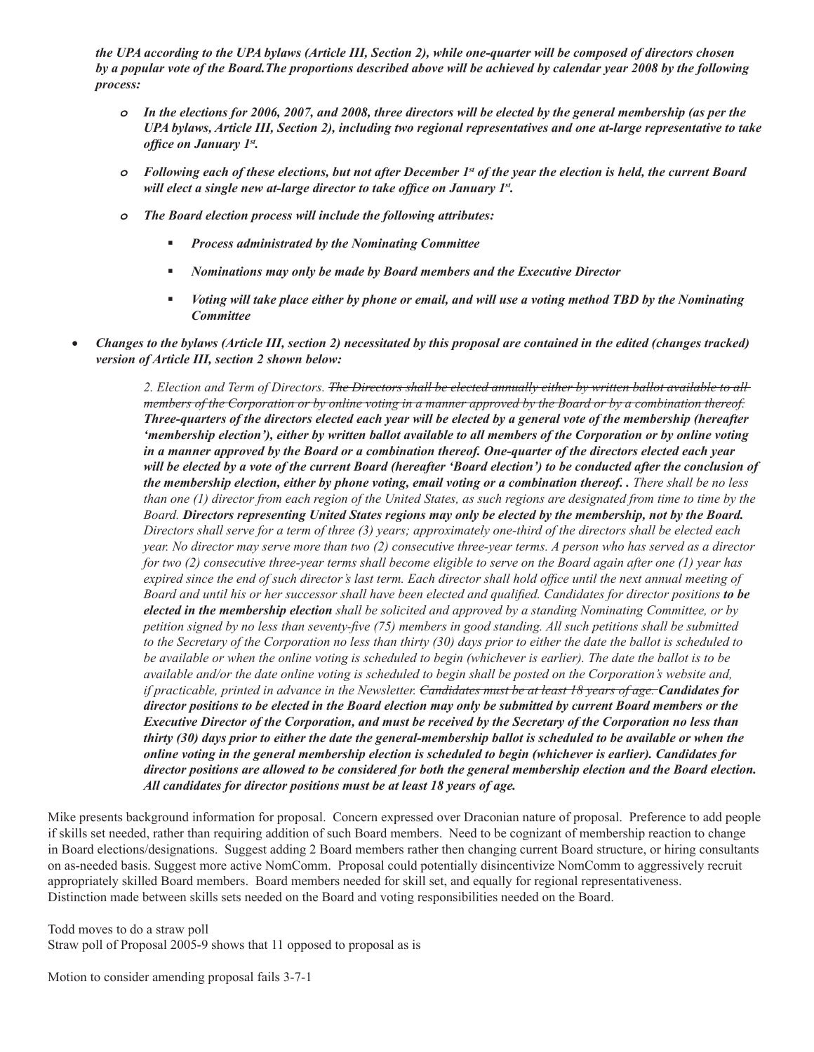*the UPA according to the UPA bylaws (Article III, Section 2), while one-quarter will be composed of directors chosen by a popular vote of the Board.The proportions described above will be achieved by calendar year 2008 by the following process:*

- ***In the elections for 2006, 2007, and 2008, three directors will be elected by the general membership (as per the UPA bylaws, Article III, Section 2), including two regional representatives and one at-large representative to take office on January 1st.***
- ***Following each of these elections, but not after December 1st of the year the election is held, the current Board will elect a single new at-large director to take office on January 1st.***
- ***The Board election process will include the following attributes:***
  - ***Process administrated by the Nominating Committee***
  - ***Nominations may only be made by Board members and the Executive Director***
  - ***Voting will take place either by phone or email, and will use a voting method TBD by the Nominating Committee***

- ***Changes to the bylaws (Article III, section 2) necessitated by this proposal are contained in the edited (changes tracked) version of Article III, section 2 shown below:***

  *2. Election and Term of Directors. ~~The Directors shall be elected annually either by written ballot available to all members of the Corporation or by online voting in a manner approved by the Board or by a combination thereof.~~* ***Three-quarters of the directors elected each year will be elected by a general vote of the membership (hereafter 'membership election'), either by written ballot available to all members of the Corporation or by online voting in a manner approved by the Board or a combination thereof. One-quarter of the directors elected each year will be elected by a vote of the current Board (hereafter 'Board election') to be conducted after the conclusion of the membership election, either by phone voting, email voting or a combination thereof. .*** *There shall be no less than one (1) director from each region of the United States, as such regions are designated from time to time by the Board.* ***Directors representing United States regions may only be elected by the membership, not by the Board.*** *Directors shall serve for a term of three (3) years; approximately one-third of the directors shall be elected each year. No director may serve more than two (2) consecutive three-year terms. A person who has served as a director for two (2) consecutive three-year terms shall become eligible to serve on the Board again after one (1) year has expired since the end of such director's last term. Each director shall hold office until the next annual meeting of Board and until his or her successor shall have been elected and qualified. Candidates for director positions* ***to be elected in the membership election*** *shall be solicited and approved by a standing Nominating Committee, or by petition signed by no less than seventy-five (75) members in good standing. All such petitions shall be submitted to the Secretary of the Corporation no less than thirty (30) days prior to either the date the ballot is scheduled to be available or when the online voting is scheduled to begin (whichever is earlier). The date the ballot is to be available and/or the date online voting is scheduled to begin shall be posted on the Corporation's website and, if practicable, printed in advance in the Newsletter. ~~Candidates must be at least 18 years of age.~~* ***Candidates for director positions to be elected in the Board election may only be submitted by current Board members or the Executive Director of the Corporation, and must be received by the Secretary of the Corporation no less than thirty (30) days prior to either the date the general-membership ballot is scheduled to be available or when the online voting in the general membership election is scheduled to begin (whichever is earlier). Candidates for director positions are allowed to be considered for both the general membership election and the Board election. All candidates for director positions must be at least 18 years of age.***

Mike presents background information for proposal. Concern expressed over Draconian nature of proposal. Preference to add people if skills set needed, rather than requiring addition of such Board members. Need to be cognizant of membership reaction to change in Board elections/designations. Suggest adding 2 Board members rather then changing current Board structure, or hiring consultants on as-needed basis. Suggest more active NomComm. Proposal could potentially disincentivize NomComm to aggressively recruit appropriately skilled Board members. Board members needed for skill set, and equally for regional representativeness. Distinction made between skills sets needed on the Board and voting responsibilities needed on the Board.

Todd moves to do a straw poll
Straw poll of Proposal 2005-9 shows that 11 opposed to proposal as is

Motion to consider amending proposal fails 3-7-1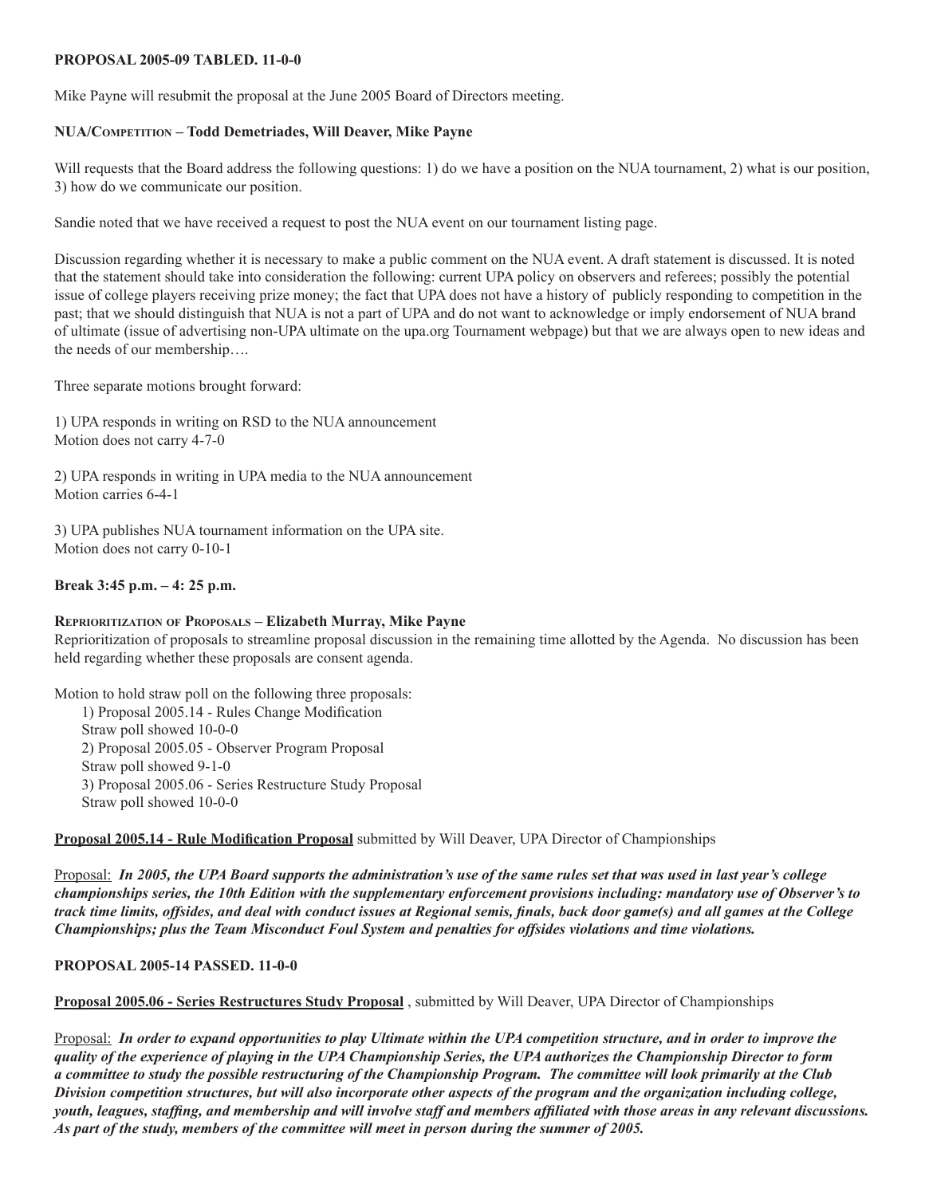**PROPOSAL 2005-09 TABLED. 11-0-0**

Mike Payne will resubmit the proposal at the June 2005 Board of Directors meeting.

**NUA/Competition – Todd Demetriades, Will Deaver, Mike Payne**

Will requests that the Board address the following questions: 1) do we have a position on the NUA tournament, 2) what is our position, 3) how do we communicate our position.

Sandie noted that we have received a request to post the NUA event on our tournament listing page.

Discussion regarding whether it is necessary to make a public comment on the NUA event. A draft statement is discussed. It is noted that the statement should take into consideration the following: current UPA policy on observers and referees; possibly the potential issue of college players receiving prize money; the fact that UPA does not have a history of publicly responding to competition in the past; that we should distinguish that NUA is not a part of UPA and do not want to acknowledge or imply endorsement of NUA brand of ultimate (issue of advertising non-UPA ultimate on the upa.org Tournament webpage) but that we are always open to new ideas and the needs of our membership….

Three separate motions brought forward:

1) UPA responds in writing on RSD to the NUA announcement
Motion does not carry 4-7-0

2) UPA responds in writing in UPA media to the NUA announcement
Motion carries 6-4-1

3) UPA publishes NUA tournament information on the UPA site.
Motion does not carry 0-10-1

**Break 3:45 p.m. – 4: 25 p.m.**

**Reprioritization of Proposals – Elizabeth Murray, Mike Payne**

Reprioritization of proposals to streamline proposal discussion in the remaining time allotted by the Agenda. No discussion has been held regarding whether these proposals are consent agenda.

Motion to hold straw poll on the following three proposals:

1) Proposal 2005.14 - Rules Change Modification
Straw poll showed 10-0-0
2) Proposal 2005.05 - Observer Program Proposal
Straw poll showed 9-1-0
3) Proposal 2005.06 - Series Restructure Study Proposal
Straw poll showed 10-0-0

**Proposal 2005.14 - Rule Modification Proposal** submitted by Will Deaver, UPA Director of Championships

Proposal: ***In 2005, the UPA Board supports the administration's use of the same rules set that was used in last year's college championships series, the 10th Edition with the supplementary enforcement provisions including: mandatory use of Observer's to track time limits, offsides, and deal with conduct issues at Regional semis, finals, back door game(s) and all games at the College Championships; plus the Team Misconduct Foul System and penalties for offsides violations and time violations.***

**PROPOSAL 2005-14 PASSED. 11-0-0**

**Proposal 2005.06 - Series Restructures Study Proposal** , submitted by Will Deaver, UPA Director of Championships

Proposal: ***In order to expand opportunities to play Ultimate within the UPA competition structure, and in order to improve the quality of the experience of playing in the UPA Championship Series, the UPA authorizes the Championship Director to form a committee to study the possible restructuring of the Championship Program. The committee will look primarily at the Club Division competition structures, but will also incorporate other aspects of the program and the organization including college, youth, leagues, staffing, and membership and will involve staff and members affiliated with those areas in any relevant discussions. As part of the study, members of the committee will meet in person during the summer of 2005.***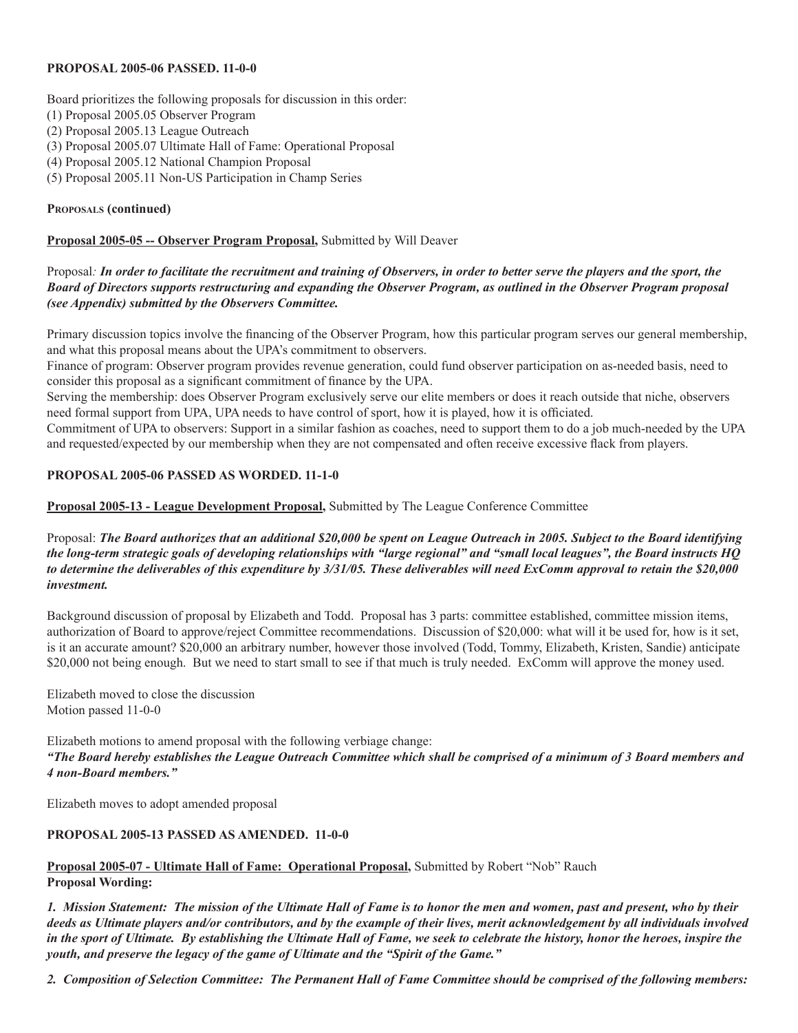**PROPOSAL 2005-06 PASSED. 11-0-0**

Board prioritizes the following proposals for discussion in this order:
(1) Proposal 2005.05 Observer Program
(2) Proposal 2005.13 League Outreach
(3) Proposal 2005.07 Ultimate Hall of Fame: Operational Proposal
(4) Proposal 2005.12 National Champion Proposal
(5) Proposal 2005.11 Non-US Participation in Champ Series

**Proposals (continued)**

**Proposal 2005-05 -- Observer Program Proposal,** Submitted by Will Deaver

Proposal*: **In order to facilitate the recruitment and training of Observers, in order to better serve the players and the sport, the Board of Directors supports restructuring and expanding the Observer Program, as outlined in the Observer Program proposal (see Appendix) submitted by the Observers Committee.***

Primary discussion topics involve the financing of the Observer Program, how this particular program serves our general membership, and what this proposal means about the UPA's commitment to observers.

Finance of program: Observer program provides revenue generation, could fund observer participation on as-needed basis, need to consider this proposal as a significant commitment of finance by the UPA.

Serving the membership: does Observer Program exclusively serve our elite members or does it reach outside that niche, observers need formal support from UPA, UPA needs to have control of sport, how it is played, how it is officiated.

Commitment of UPA to observers: Support in a similar fashion as coaches, need to support them to do a job much-needed by the UPA and requested/expected by our membership when they are not compensated and often receive excessive flack from players.

**PROPOSAL 2005-06 PASSED AS WORDED. 11-1-0**

**Proposal 2005-13 - League Development Proposal,** Submitted by The League Conference Committee

Proposal: ***The Board authorizes that an additional $20,000 be spent on League Outreach in 2005. Subject to the Board identifying the long-term strategic goals of developing relationships with "large regional" and "small local leagues", the Board instructs HQ to determine the deliverables of this expenditure by 3/31/05. These deliverables will need ExComm approval to retain the $20,000 investment.***

Background discussion of proposal by Elizabeth and Todd. Proposal has 3 parts: committee established, committee mission items, authorization of Board to approve/reject Committee recommendations. Discussion of $20,000: what will it be used for, how is it set, is it an accurate amount? $20,000 an arbitrary number, however those involved (Todd, Tommy, Elizabeth, Kristen, Sandie) anticipate $20,000 not being enough. But we need to start small to see if that much is truly needed. ExComm will approve the money used.

Elizabeth moved to close the discussion
Motion passed 11-0-0

Elizabeth motions to amend proposal with the following verbiage change:
***"The Board hereby establishes the League Outreach Committee which shall be comprised of a minimum of 3 Board members and 4 non-Board members."***

Elizabeth moves to adopt amended proposal

**PROPOSAL 2005-13 PASSED AS AMENDED. 11-0-0**

**Proposal 2005-07 - Ultimate Hall of Fame: Operational Proposal,** Submitted by Robert "Nob" Rauch
**Proposal Wording:**

***1. Mission Statement: The mission of the Ultimate Hall of Fame is to honor the men and women, past and present, who by their deeds as Ultimate players and/or contributors, and by the example of their lives, merit acknowledgement by all individuals involved in the sport of Ultimate. By establishing the Ultimate Hall of Fame, we seek to celebrate the history, honor the heroes, inspire the youth, and preserve the legacy of the game of Ultimate and the "Spirit of the Game."***

***2. Composition of Selection Committee: The Permanent Hall of Fame Committee should be comprised of the following members:***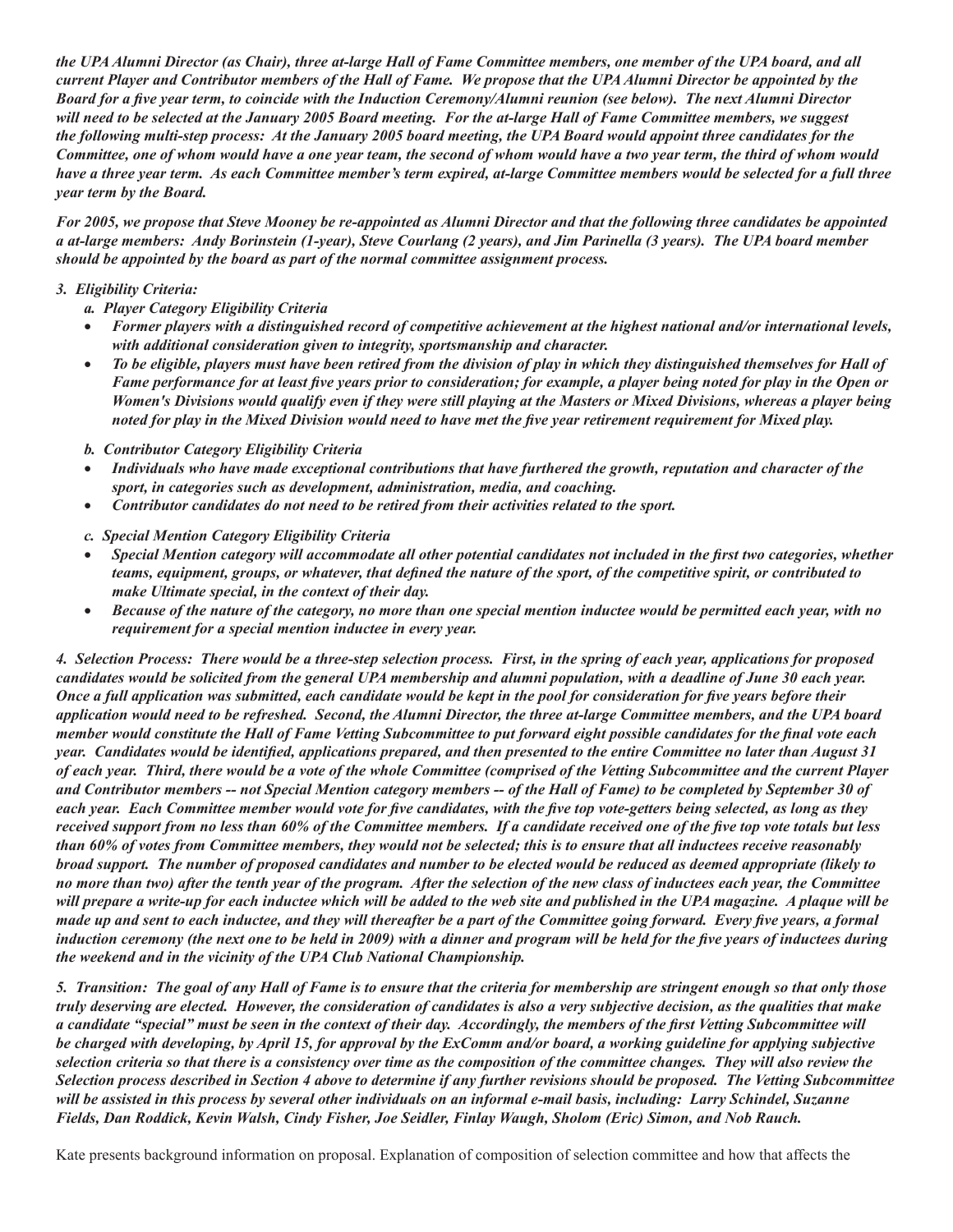*the UPA Alumni Director (as Chair), three at-large Hall of Fame Committee members, one member of the UPA board, and all current Player and Contributor members of the Hall of Fame. We propose that the UPA Alumni Director be appointed by the Board for a five year term, to coincide with the Induction Ceremony/Alumni reunion (see below). The next Alumni Director will need to be selected at the January 2005 Board meeting. For the at-large Hall of Fame Committee members, we suggest the following multi-step process: At the January 2005 board meeting, the UPA Board would appoint three candidates for the Committee, one of whom would have a one year team, the second of whom would have a two year term, the third of whom would have a three year term. As each Committee member's term expired, at-large Committee members would be selected for a full three year term by the Board.*

*For 2005, we propose that Steve Mooney be re-appointed as Alumni Director and that the following three candidates be appointed a at-large members: Andy Borinstein (1-year), Steve Courlang (2 years), and Jim Parinella (3 years). The UPA board member should be appointed by the board as part of the normal committee assignment process.*

*3. Eligibility Criteria:*

*a. Player Category Eligibility Criteria*

- *Former players with a distinguished record of competitive achievement at the highest national and/or international levels, with additional consideration given to integrity, sportsmanship and character.*
- *To be eligible, players must have been retired from the division of play in which they distinguished themselves for Hall of Fame performance for at least five years prior to consideration; for example, a player being noted for play in the Open or Women's Divisions would qualify even if they were still playing at the Masters or Mixed Divisions, whereas a player being noted for play in the Mixed Division would need to have met the five year retirement requirement for Mixed play.*

*b. Contributor Category Eligibility Criteria*

- *Individuals who have made exceptional contributions that have furthered the growth, reputation and character of the sport, in categories such as development, administration, media, and coaching.*
- *Contributor candidates do not need to be retired from their activities related to the sport.*

*c. Special Mention Category Eligibility Criteria*

- *Special Mention category will accommodate all other potential candidates not included in the first two categories, whether teams, equipment, groups, or whatever, that defined the nature of the sport, of the competitive spirit, or contributed to make Ultimate special, in the context of their day.*
- *Because of the nature of the category, no more than one special mention inductee would be permitted each year, with no requirement for a special mention inductee in every year.*

*4. Selection Process: There would be a three-step selection process. First, in the spring of each year, applications for proposed candidates would be solicited from the general UPA membership and alumni population, with a deadline of June 30 each year. Once a full application was submitted, each candidate would be kept in the pool for consideration for five years before their application would need to be refreshed. Second, the Alumni Director, the three at-large Committee members, and the UPA board member would constitute the Hall of Fame Vetting Subcommittee to put forward eight possible candidates for the final vote each year. Candidates would be identified, applications prepared, and then presented to the entire Committee no later than August 31 of each year. Third, there would be a vote of the whole Committee (comprised of the Vetting Subcommittee and the current Player and Contributor members -- not Special Mention category members -- of the Hall of Fame) to be completed by September 30 of each year. Each Committee member would vote for five candidates, with the five top vote-getters being selected, as long as they received support from no less than 60% of the Committee members. If a candidate received one of the five top vote totals but less than 60% of votes from Committee members, they would not be selected; this is to ensure that all inductees receive reasonably broad support. The number of proposed candidates and number to be elected would be reduced as deemed appropriate (likely to no more than two) after the tenth year of the program. After the selection of the new class of inductees each year, the Committee will prepare a write-up for each inductee which will be added to the web site and published in the UPA magazine. A plaque will be made up and sent to each inductee, and they will thereafter be a part of the Committee going forward. Every five years, a formal induction ceremony (the next one to be held in 2009) with a dinner and program will be held for the five years of inductees during the weekend and in the vicinity of the UPA Club National Championship.*

*5. Transition: The goal of any Hall of Fame is to ensure that the criteria for membership are stringent enough so that only those truly deserving are elected. However, the consideration of candidates is also a very subjective decision, as the qualities that make a candidate "special" must be seen in the context of their day. Accordingly, the members of the first Vetting Subcommittee will be charged with developing, by April 15, for approval by the ExComm and/or board, a working guideline for applying subjective selection criteria so that there is a consistency over time as the composition of the committee changes. They will also review the Selection process described in Section 4 above to determine if any further revisions should be proposed. The Vetting Subcommittee will be assisted in this process by several other individuals on an informal e-mail basis, including: Larry Schindel, Suzanne Fields, Dan Roddick, Kevin Walsh, Cindy Fisher, Joe Seidler, Finlay Waugh, Sholom (Eric) Simon, and Nob Rauch.*

Kate presents background information on proposal. Explanation of composition of selection committee and how that affects the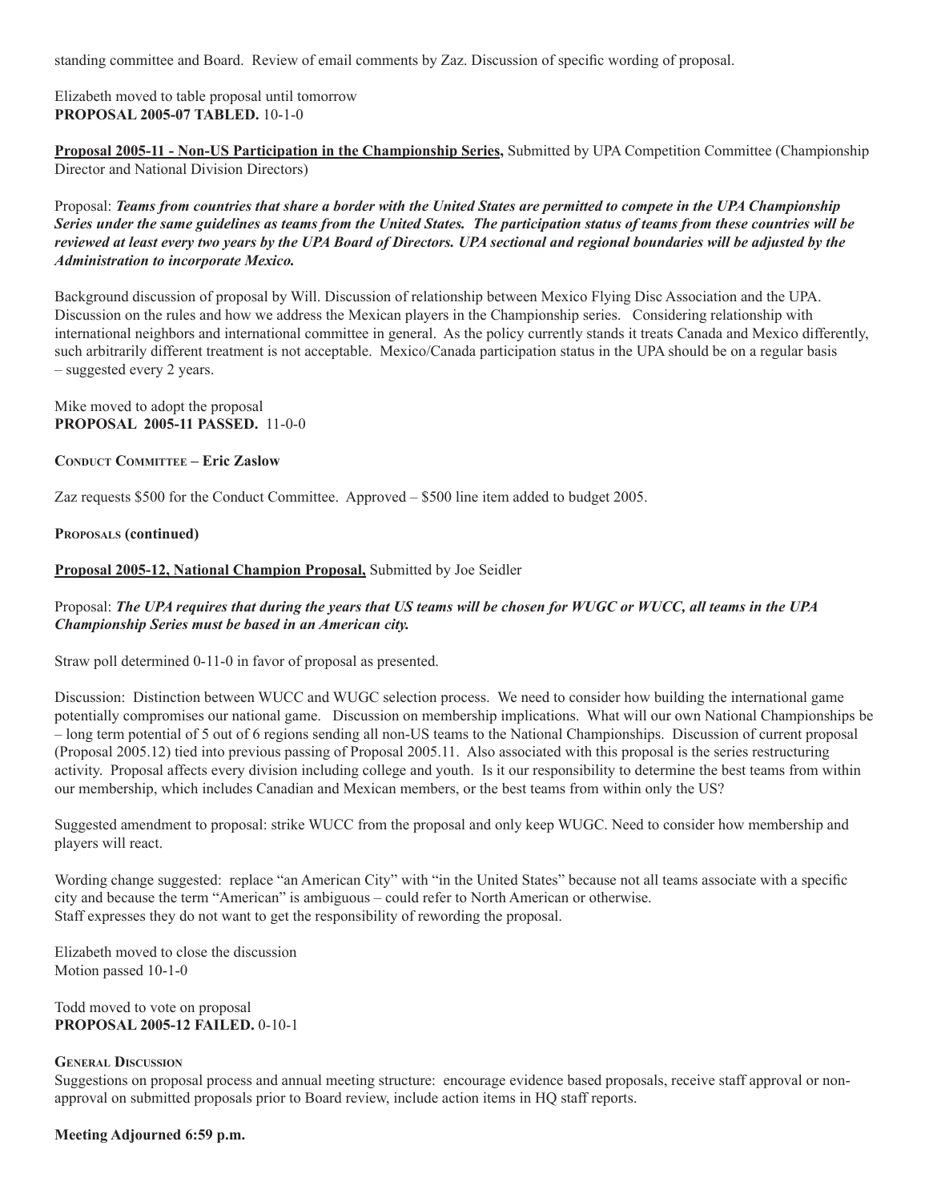standing committee and Board. Review of email comments by Zaz. Discussion of specific wording of proposal.

Elizabeth moved to table proposal until tomorrow
**PROPOSAL 2005-07 TABLED.** 10-1-0

**Proposal 2005-11 - Non-US Participation in the Championship Series,** Submitted by UPA Competition Committee (Championship Director and National Division Directors)

Proposal: ***Teams from countries that share a border with the United States are permitted to compete in the UPA Championship Series under the same guidelines as teams from the United States. The participation status of teams from these countries will be reviewed at least every two years by the UPA Board of Directors. UPA sectional and regional boundaries will be adjusted by the Administration to incorporate Mexico.***

Background discussion of proposal by Will. Discussion of relationship between Mexico Flying Disc Association and the UPA. Discussion on the rules and how we address the Mexican players in the Championship series. Considering relationship with international neighbors and international committee in general. As the policy currently stands it treats Canada and Mexico differently, such arbitrarily different treatment is not acceptable. Mexico/Canada participation status in the UPA should be on a regular basis – suggested every 2 years.

Mike moved to adopt the proposal
**PROPOSAL 2005-11 PASSED.** 11-0-0

**Conduct Committee – Eric Zaslow**

Zaz requests $500 for the Conduct Committee. Approved – $500 line item added to budget 2005.

**Proposals (continued)**

**Proposal 2005-12, National Champion Proposal,** Submitted by Joe Seidler

Proposal: ***The UPA requires that during the years that US teams will be chosen for WUGC or WUCC, all teams in the UPA Championship Series must be based in an American city.***

Straw poll determined 0-11-0 in favor of proposal as presented.

Discussion: Distinction between WUCC and WUGC selection process. We need to consider how building the international game potentially compromises our national game. Discussion on membership implications. What will our own National Championships be – long term potential of 5 out of 6 regions sending all non-US teams to the National Championships. Discussion of current proposal (Proposal 2005.12) tied into previous passing of Proposal 2005.11. Also associated with this proposal is the series restructuring activity. Proposal affects every division including college and youth. Is it our responsibility to determine the best teams from within our membership, which includes Canadian and Mexican members, or the best teams from within only the US?

Suggested amendment to proposal: strike WUCC from the proposal and only keep WUGC. Need to consider how membership and players will react.

Wording change suggested: replace "an American City" with "in the United States" because not all teams associate with a specific city and because the term "American" is ambiguous – could refer to North American or otherwise.
Staff expresses they do not want to get the responsibility of rewording the proposal.

Elizabeth moved to close the discussion
Motion passed 10-1-0

Todd moved to vote on proposal
**PROPOSAL 2005-12 FAILED.** 0-10-1

**General Discussion**

Suggestions on proposal process and annual meeting structure: encourage evidence based proposals, receive staff approval or non-approval on submitted proposals prior to Board review, include action items in HQ staff reports.

**Meeting Adjourned 6:59 p.m.**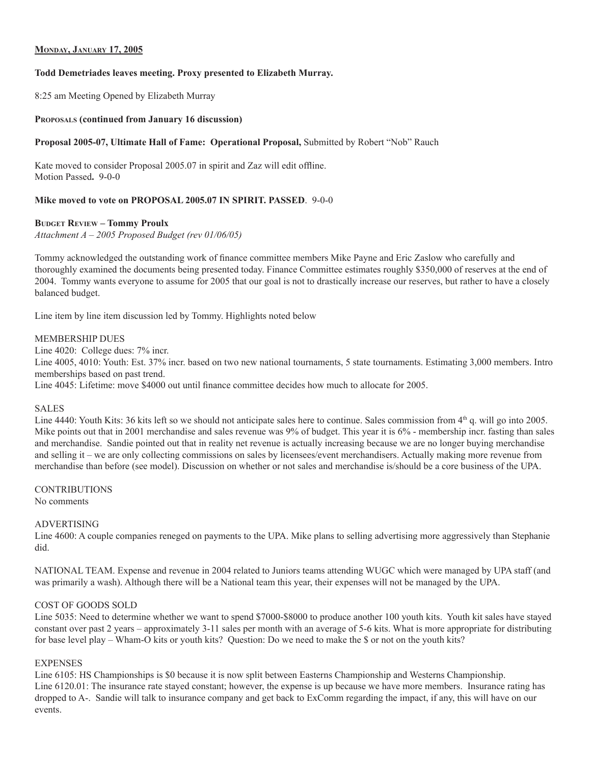**Monday, January 17, 2005**

**Todd Demetriades leaves meeting. Proxy presented to Elizabeth Murray.**

8:25 am Meeting Opened by Elizabeth Murray

**Proposals (continued from January 16 discussion)**

**Proposal 2005-07, Ultimate Hall of Fame: Operational Proposal,** Submitted by Robert "Nob" Rauch

Kate moved to consider Proposal 2005.07 in spirit and Zaz will edit offline.
Motion Passed**.** 9-0-0

**Mike moved to vote on PROPOSAL 2005.07 IN SPIRIT. PASSED**. 9-0-0

**Budget Review – Tommy Proulx**
*Attachment A – 2005 Proposed Budget (rev 01/06/05)*

Tommy acknowledged the outstanding work of finance committee members Mike Payne and Eric Zaslow who carefully and thoroughly examined the documents being presented today. Finance Committee estimates roughly $350,000 of reserves at the end of 2004. Tommy wants everyone to assume for 2005 that our goal is not to drastically increase our reserves, but rather to have a closely balanced budget.

Line item by line item discussion led by Tommy. Highlights noted below

MEMBERSHIP DUES
Line 4020: College dues: 7% incr.
Line 4005, 4010: Youth: Est. 37% incr. based on two new national tournaments, 5 state tournaments. Estimating 3,000 members. Intro memberships based on past trend.
Line 4045: Lifetime: move $4000 out until finance committee decides how much to allocate for 2005.

SALES
Line 4440: Youth Kits: 36 kits left so we should not anticipate sales here to continue. Sales commission from 4th q. will go into 2005. Mike points out that in 2001 merchandise and sales revenue was 9% of budget. This year it is 6% - membership incr. fasting than sales and merchandise. Sandie pointed out that in reality net revenue is actually increasing because we are no longer buying merchandise and selling it – we are only collecting commissions on sales by licensees/event merchandisers. Actually making more revenue from merchandise than before (see model). Discussion on whether or not sales and merchandise is/should be a core business of the UPA.

CONTRIBUTIONS
No comments

ADVERTISING
Line 4600: A couple companies reneged on payments to the UPA. Mike plans to selling advertising more aggressively than Stephanie did.

NATIONAL TEAM. Expense and revenue in 2004 related to Juniors teams attending WUGC which were managed by UPA staff (and was primarily a wash). Although there will be a National team this year, their expenses will not be managed by the UPA.

COST OF GOODS SOLD
Line 5035: Need to determine whether we want to spend $7000-$8000 to produce another 100 youth kits. Youth kit sales have stayed constant over past 2 years – approximately 3-11 sales per month with an average of 5-6 kits. What is more appropriate for distributing for base level play – Wham-O kits or youth kits? Question: Do we need to make the $ or not on the youth kits?

EXPENSES
Line 6105: HS Championships is $0 because it is now split between Easterns Championship and Westerns Championship.
Line 6120.01: The insurance rate stayed constant; however, the expense is up because we have more members. Insurance rating has dropped to A-. Sandie will talk to insurance company and get back to ExComm regarding the impact, if any, this will have on our events.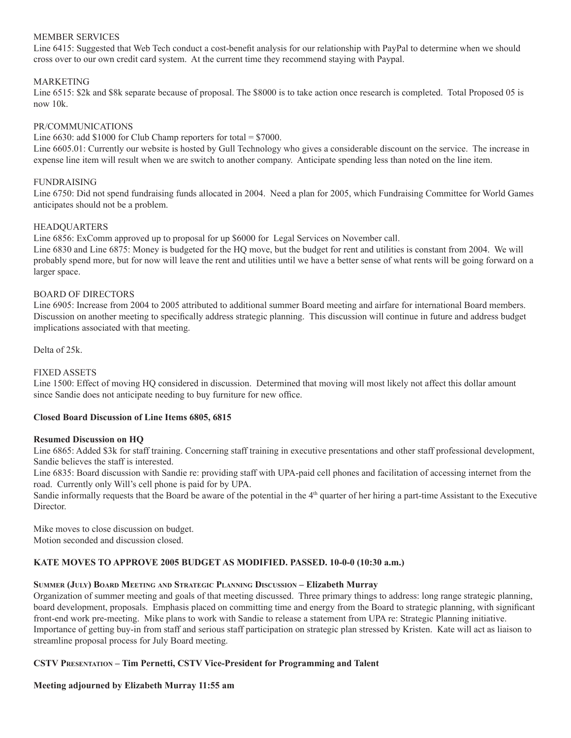MEMBER SERVICES

Line 6415: Suggested that Web Tech conduct a cost-benefit analysis for our relationship with PayPal to determine when we should cross over to our own credit card system. At the current time they recommend staying with Paypal.

MARKETING

Line 6515: $2k and $8k separate because of proposal. The $8000 is to take action once research is completed. Total Proposed 05 is now 10k.

PR/COMMUNICATIONS

Line 6630: add $1000 for Club Champ reporters for total = $7000.

Line 6605.01: Currently our website is hosted by Gull Technology who gives a considerable discount on the service. The increase in expense line item will result when we are switch to another company. Anticipate spending less than noted on the line item.

FUNDRAISING

Line 6750: Did not spend fundraising funds allocated in 2004. Need a plan for 2005, which Fundraising Committee for World Games anticipates should not be a problem.

HEADQUARTERS

Line 6856: ExComm approved up to proposal for up $6000 for Legal Services on November call.

Line 6830 and Line 6875: Money is budgeted for the HQ move, but the budget for rent and utilities is constant from 2004. We will probably spend more, but for now will leave the rent and utilities until we have a better sense of what rents will be going forward on a larger space.

BOARD OF DIRECTORS

Line 6905: Increase from 2004 to 2005 attributed to additional summer Board meeting and airfare for international Board members. Discussion on another meeting to specifically address strategic planning. This discussion will continue in future and address budget implications associated with that meeting.

Delta of 25k.

FIXED ASSETS

Line 1500: Effect of moving HQ considered in discussion. Determined that moving will most likely not affect this dollar amount since Sandie does not anticipate needing to buy furniture for new office.

**Closed Board Discussion of Line Items 6805, 6815**

**Resumed Discussion on HQ**

Line 6865: Added $3k for staff training. Concerning staff training in executive presentations and other staff professional development, Sandie believes the staff is interested.

Line 6835: Board discussion with Sandie re: providing staff with UPA-paid cell phones and facilitation of accessing internet from the road. Currently only Will's cell phone is paid for by UPA.

Sandie informally requests that the Board be aware of the potential in the 4th quarter of her hiring a part-time Assistant to the Executive Director.

Mike moves to close discussion on budget.
Motion seconded and discussion closed.

**KATE MOVES TO APPROVE 2005 BUDGET AS MODIFIED. PASSED. 10-0-0 (10:30 a.m.)**

**Summer (July) Board Meeting and Strategic Planning Discussion – Elizabeth Murray**

Organization of summer meeting and goals of that meeting discussed. Three primary things to address: long range strategic planning, board development, proposals. Emphasis placed on committing time and energy from the Board to strategic planning, with significant front-end work pre-meeting. Mike plans to work with Sandie to release a statement from UPA re: Strategic Planning initiative. Importance of getting buy-in from staff and serious staff participation on strategic plan stressed by Kristen. Kate will act as liaison to streamline proposal process for July Board meeting.

**CSTV Presentation – Tim Pernetti, CSTV Vice-President for Programming and Talent**

**Meeting adjourned by Elizabeth Murray 11:55 am**